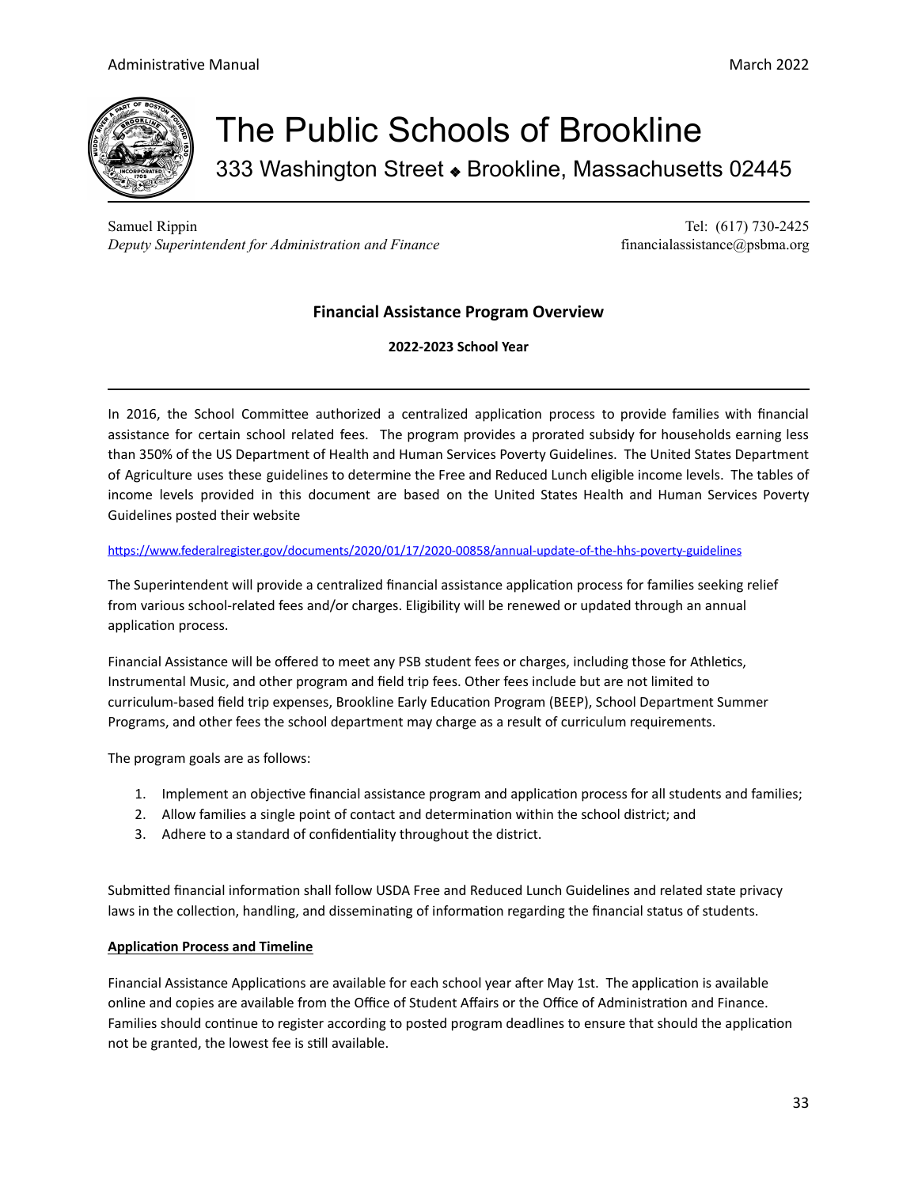# The Public Schools of Brookline

333 Washington Street ◆ Brookline, Massachusetts 02445

Samuel Rippin
*Deputy Superintendent for Administration and Finance*

Tel: (617) 730-2425
financialassistance@psbma.org

## Financial Assistance Program Overview

**2022-2023 School Year**

---

In 2016, the School Committee authorized a centralized application process to provide families with financial assistance for certain school related fees. The program provides a prorated subsidy for households earning less than 350% of the US Department of Health and Human Services Poverty Guidelines. The United States Department of Agriculture uses these guidelines to determine the Free and Reduced Lunch eligible income levels. The tables of income levels provided in this document are based on the United States Health and Human Services Poverty Guidelines posted their website

https://www.federalregister.gov/documents/2020/01/17/2020-00858/annual-update-of-the-hhs-poverty-guidelines

The Superintendent will provide a centralized financial assistance application process for families seeking relief from various school-related fees and/or charges. Eligibility will be renewed or updated through an annual application process.

Financial Assistance will be offered to meet any PSB student fees or charges, including those for Athletics, Instrumental Music, and other program and field trip fees. Other fees include but are not limited to curriculum-based field trip expenses, Brookline Early Education Program (BEEP), School Department Summer Programs, and other fees the school department may charge as a result of curriculum requirements.

The program goals are as follows:

1. Implement an objective financial assistance program and application process for all students and families;
2. Allow families a single point of contact and determination within the school district; and
3. Adhere to a standard of confidentiality throughout the district.

Submitted financial information shall follow USDA Free and Reduced Lunch Guidelines and related state privacy laws in the collection, handling, and disseminating of information regarding the financial status of students.

**Application Process and Timeline**

Financial Assistance Applications are available for each school year after May 1st. The application is available online and copies are available from the Office of Student Affairs or the Office of Administration and Finance. Families should continue to register according to posted program deadlines to ensure that should the application not be granted, the lowest fee is still available.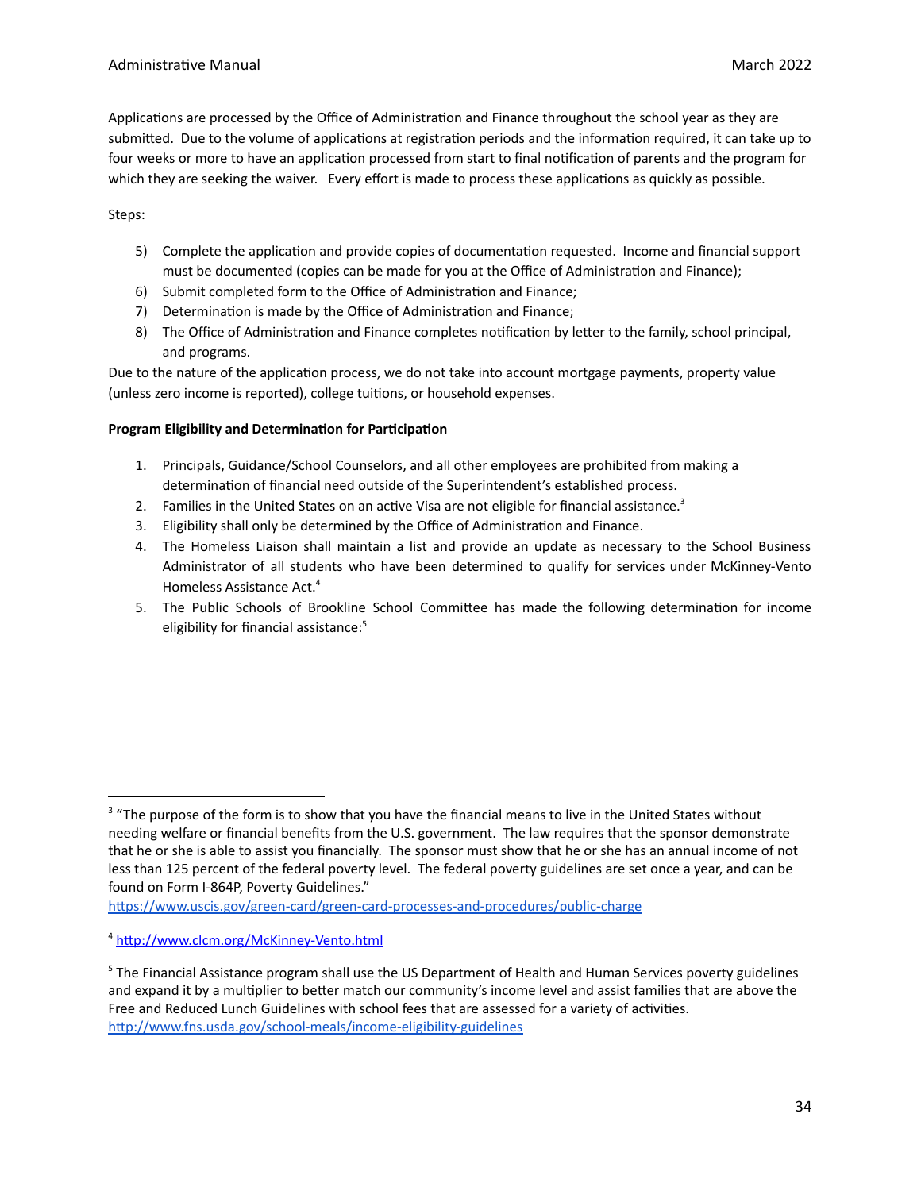Applications are processed by the Office of Administration and Finance throughout the school year as they are submitted. Due to the volume of applications at registration periods and the information required, it can take up to four weeks or more to have an application processed from start to final notification of parents and the program for which they are seeking the waiver. Every effort is made to process these applications as quickly as possible.

Steps:

5) Complete the application and provide copies of documentation requested. Income and financial support must be documented (copies can be made for you at the Office of Administration and Finance);
6) Submit completed form to the Office of Administration and Finance;
7) Determination is made by the Office of Administration and Finance;
8) The Office of Administration and Finance completes notification by letter to the family, school principal, and programs.

Due to the nature of the application process, we do not take into account mortgage payments, property value (unless zero income is reported), college tuitions, or household expenses.

**Program Eligibility and Determination for Participation**

1. Principals, Guidance/School Counselors, and all other employees are prohibited from making a determination of financial need outside of the Superintendent's established process.
2. Families in the United States on an active Visa are not eligible for financial assistance.[3]
3. Eligibility shall only be determined by the Office of Administration and Finance.
4. The Homeless Liaison shall maintain a list and provide an update as necessary to the School Business Administrator of all students who have been determined to qualify for services under McKinney-Vento Homeless Assistance Act.[4]
5. The Public Schools of Brookline School Committee has made the following determination for income eligibility for financial assistance:[5]

---

[3] "The purpose of the form is to show that you have the financial means to live in the United States without needing welfare or financial benefits from the U.S. government. The law requires that the sponsor demonstrate that he or she is able to assist you financially. The sponsor must show that he or she has an annual income of not less than 125 percent of the federal poverty level. The federal poverty guidelines are set once a year, and can be found on Form I-864P, Poverty Guidelines."
https://www.uscis.gov/green-card/green-card-processes-and-procedures/public-charge

[4] http://www.clcm.org/McKinney-Vento.html

[5] The Financial Assistance program shall use the US Department of Health and Human Services poverty guidelines and expand it by a multiplier to better match our community's income level and assist families that are above the Free and Reduced Lunch Guidelines with school fees that are assessed for a variety of activities.
http://www.fns.usda.gov/school-meals/income-eligibility-guidelines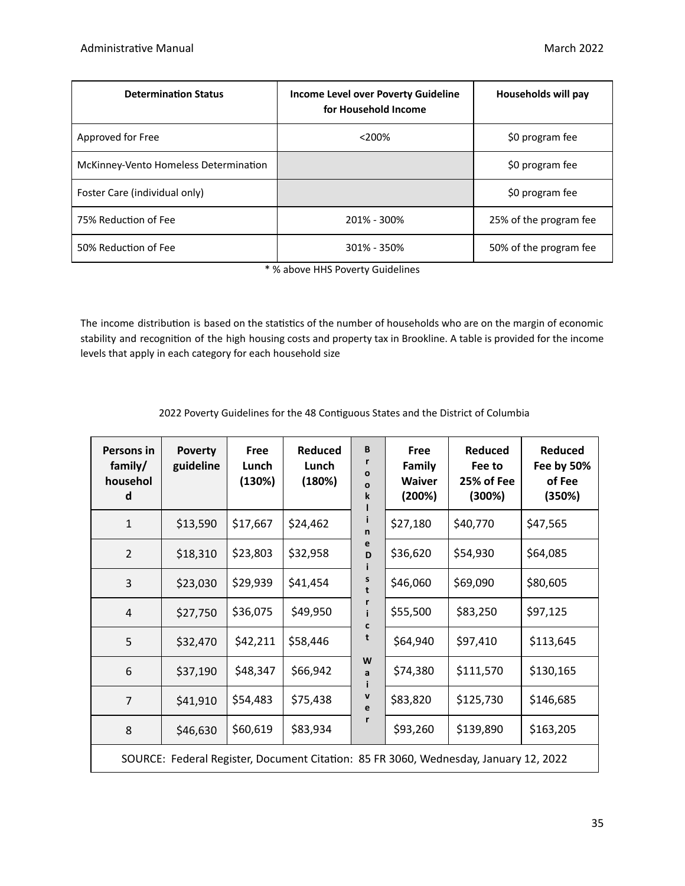| Determination Status | Income Level over Poverty Guideline for Household Income | Households will pay |
|---|---|---|
| Approved for Free | <200% | $0 program fee |
| McKinney-Vento Homeless Determination | | $0 program fee |
| Foster Care (individual only) | | $0 program fee |
| 75% Reduction of Fee | 201% - 300% | 25% of the program fee |
| 50% Reduction of Fee | 301% - 350% | 50% of the program fee |

* % above HHS Poverty Guidelines

The income distribution is based on the statistics of the number of households who are on the margin of economic stability and recognition of the high housing costs and property tax in Brookline. A table is provided for the income levels that apply in each category for each household size

2022 Poverty Guidelines for the 48 Contiguous States and the District of Columbia

| Persons in family/ household | Poverty guideline | Free Lunch (130%) | Reduced Lunch (180%) | Brookline District Waiver | Free Family Waiver (200%) | Reduced Fee to 25% of Fee (300%) | Reduced Fee by 50% of Fee (350%) |
|---|---|---|---|---|---|---|---|
| 1 | $13,590 | $17,667 | $24,462 | | $27,180 | $40,770 | $47,565 |
| 2 | $18,310 | $23,803 | $32,958 | | $36,620 | $54,930 | $64,085 |
| 3 | $23,030 | $29,939 | $41,454 | | $46,060 | $69,090 | $80,605 |
| 4 | $27,750 | $36,075 | $49,950 | | $55,500 | $83,250 | $97,125 |
| 5 | $32,470 | $42,211 | $58,446 | | $64,940 | $97,410 | $113,645 |
| 6 | $37,190 | $48,347 | $66,942 | | $74,380 | $111,570 | $130,165 |
| 7 | $41,910 | $54,483 | $75,438 | | $83,820 | $125,730 | $146,685 |
| 8 | $46,630 | $60,619 | $83,934 | | $93,260 | $139,890 | $163,205 |
| SOURCE: Federal Register, Document Citation: 85 FR 3060, Wednesday, January 12, 2022 | | | | | | | |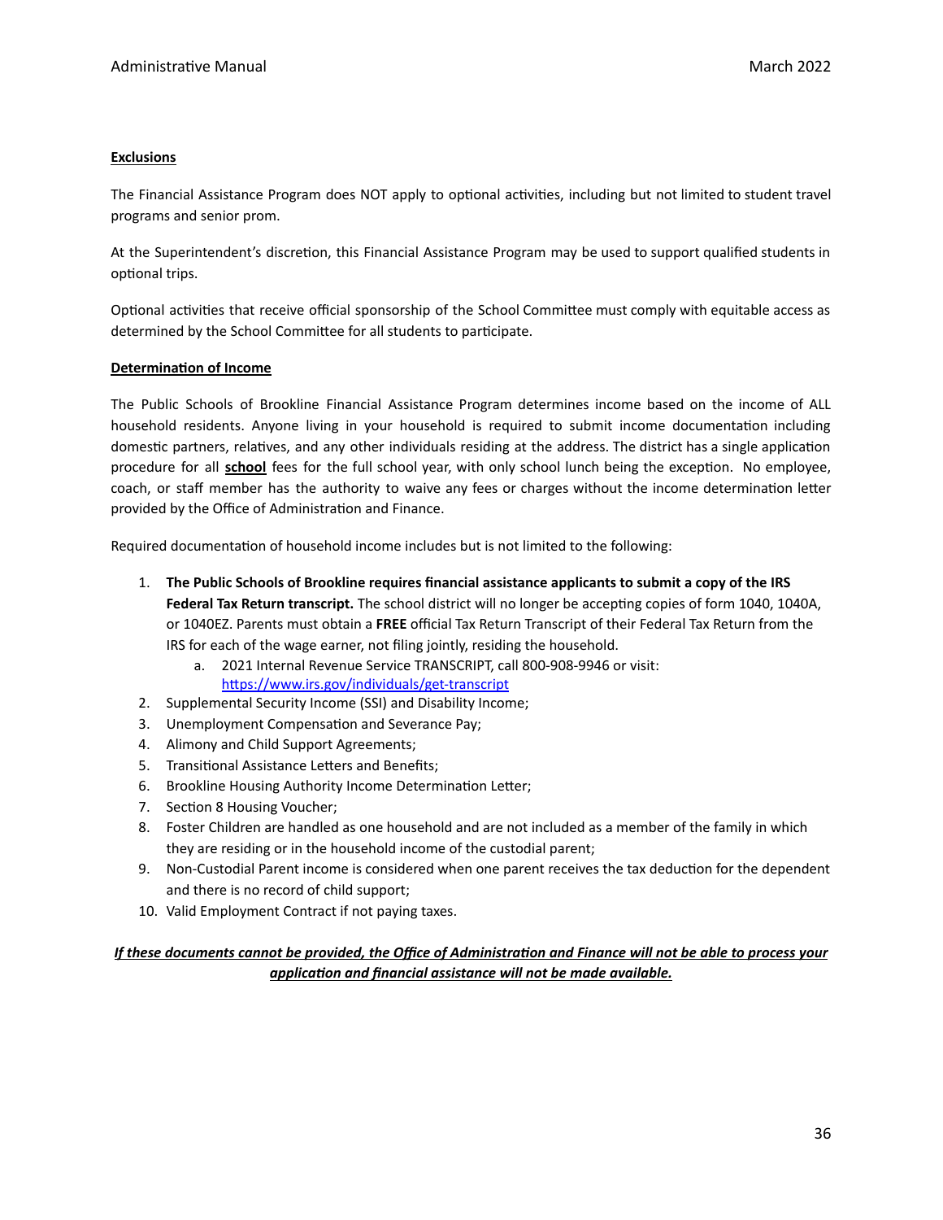**Exclusions**

The Financial Assistance Program does NOT apply to optional activities, including but not limited to student travel programs and senior prom.

At the Superintendent's discretion, this Financial Assistance Program may be used to support qualified students in optional trips.

Optional activities that receive official sponsorship of the School Committee must comply with equitable access as determined by the School Committee for all students to participate.

**Determination of Income**

The Public Schools of Brookline Financial Assistance Program determines income based on the income of ALL household residents. Anyone living in your household is required to submit income documentation including domestic partners, relatives, and any other individuals residing at the address. The district has a single application procedure for all **school** fees for the full school year, with only school lunch being the exception. No employee, coach, or staff member has the authority to waive any fees or charges without the income determination letter provided by the Office of Administration and Finance.

Required documentation of household income includes but is not limited to the following:

1. **The Public Schools of Brookline requires financial assistance applicants to submit a copy of the IRS Federal Tax Return transcript.** The school district will no longer be accepting copies of form 1040, 1040A, or 1040EZ. Parents must obtain a **FREE** official Tax Return Transcript of their Federal Tax Return from the IRS for each of the wage earner, not filing jointly, residing the household.
   a. 2021 Internal Revenue Service TRANSCRIPT, call 800-908-9946 or visit: https://www.irs.gov/individuals/get-transcript
2. Supplemental Security Income (SSI) and Disability Income;
3. Unemployment Compensation and Severance Pay;
4. Alimony and Child Support Agreements;
5. Transitional Assistance Letters and Benefits;
6. Brookline Housing Authority Income Determination Letter;
7. Section 8 Housing Voucher;
8. Foster Children are handled as one household and are not included as a member of the family in which they are residing or in the household income of the custodial parent;
9. Non-Custodial Parent income is considered when one parent receives the tax deduction for the dependent and there is no record of child support;
10. Valid Employment Contract if not paying taxes.

***If these documents cannot be provided, the Office of Administration and Finance will not be able to process your application and financial assistance will not be made available.***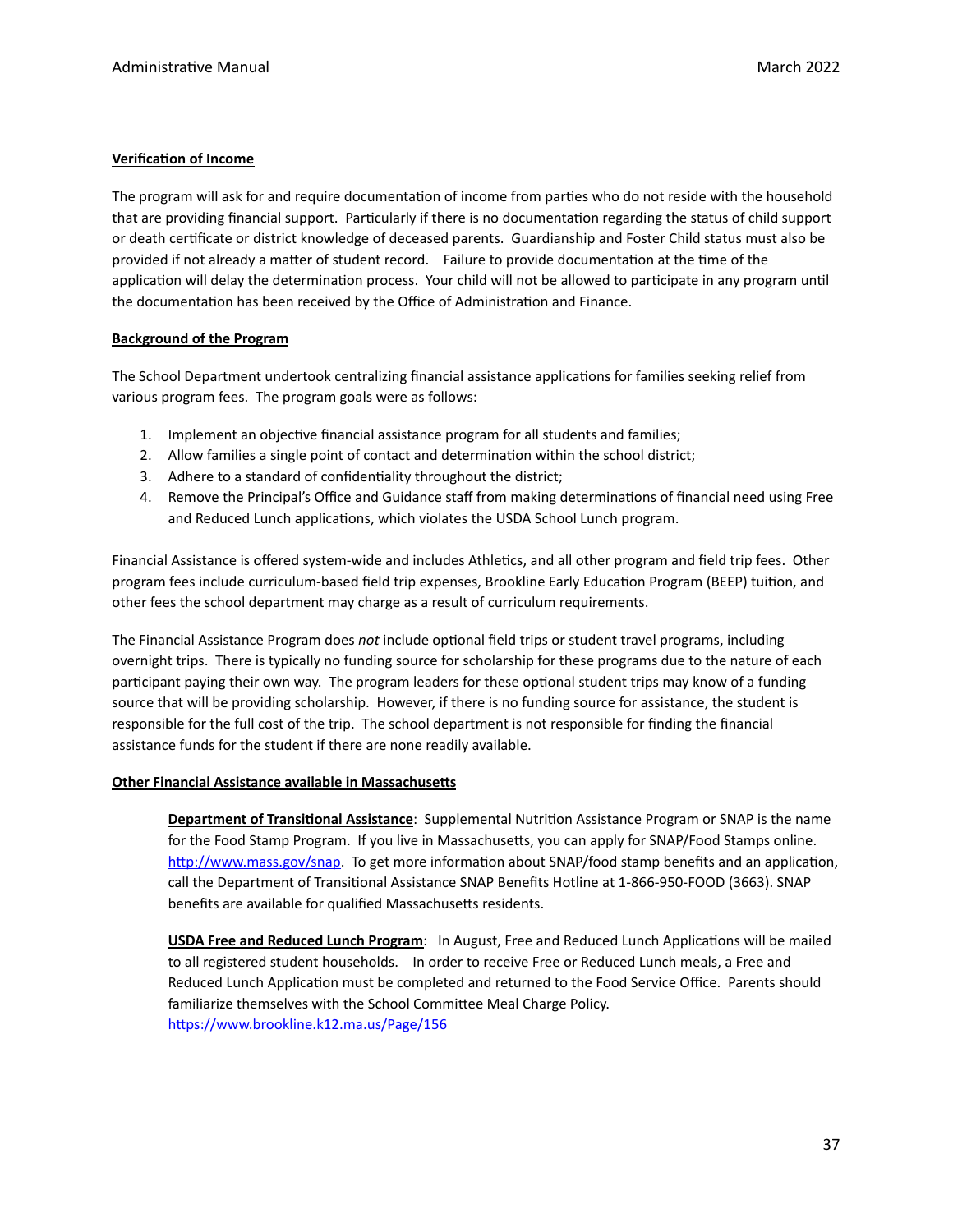**Verification of Income**

The program will ask for and require documentation of income from parties who do not reside with the household that are providing financial support. Particularly if there is no documentation regarding the status of child support or death certificate or district knowledge of deceased parents. Guardianship and Foster Child status must also be provided if not already a matter of student record. Failure to provide documentation at the time of the application will delay the determination process. Your child will not be allowed to participate in any program until the documentation has been received by the Office of Administration and Finance.

**Background of the Program**

The School Department undertook centralizing financial assistance applications for families seeking relief from various program fees. The program goals were as follows:

1. Implement an objective financial assistance program for all students and families;
2. Allow families a single point of contact and determination within the school district;
3. Adhere to a standard of confidentiality throughout the district;
4. Remove the Principal's Office and Guidance staff from making determinations of financial need using Free and Reduced Lunch applications, which violates the USDA School Lunch program.

Financial Assistance is offered system-wide and includes Athletics, and all other program and field trip fees. Other program fees include curriculum-based field trip expenses, Brookline Early Education Program (BEEP) tuition, and other fees the school department may charge as a result of curriculum requirements.

The Financial Assistance Program does *not* include optional field trips or student travel programs, including overnight trips. There is typically no funding source for scholarship for these programs due to the nature of each participant paying their own way. The program leaders for these optional student trips may know of a funding source that will be providing scholarship. However, if there is no funding source for assistance, the student is responsible for the full cost of the trip. The school department is not responsible for finding the financial assistance funds for the student if there are none readily available.

**Other Financial Assistance available in Massachusetts**

**Department of Transitional Assistance**: Supplemental Nutrition Assistance Program or SNAP is the name for the Food Stamp Program. If you live in Massachusetts, you can apply for SNAP/Food Stamps online. http://www.mass.gov/snap. To get more information about SNAP/food stamp benefits and an application, call the Department of Transitional Assistance SNAP Benefits Hotline at 1-866-950-FOOD (3663). SNAP benefits are available for qualified Massachusetts residents.

**USDA Free and Reduced Lunch Program**: In August, Free and Reduced Lunch Applications will be mailed to all registered student households. In order to receive Free or Reduced Lunch meals, a Free and Reduced Lunch Application must be completed and returned to the Food Service Office. Parents should familiarize themselves with the School Committee Meal Charge Policy. https://www.brookline.k12.ma.us/Page/156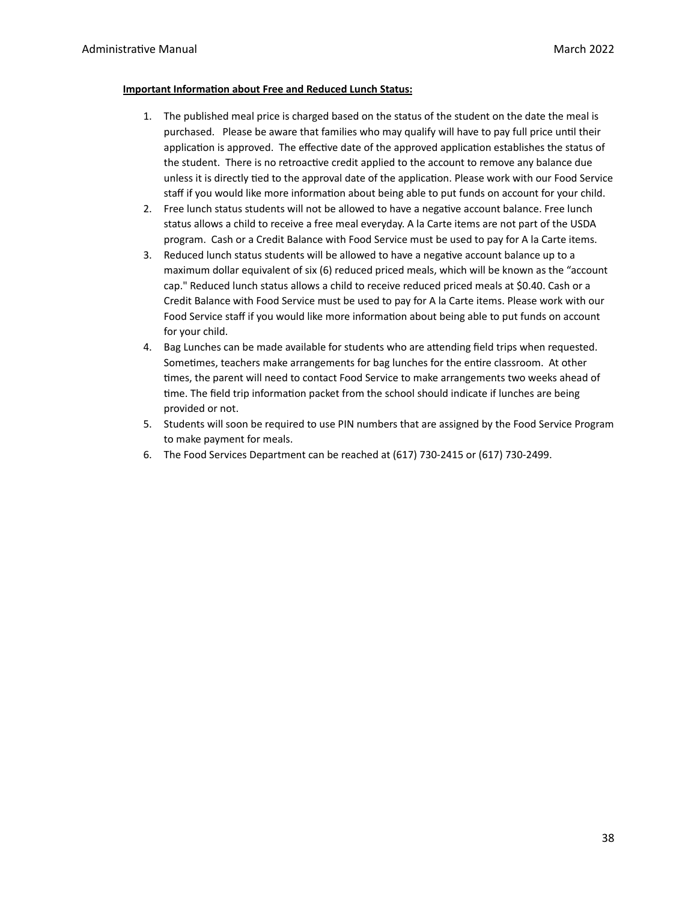**Important Information about Free and Reduced Lunch Status:**

1. The published meal price is charged based on the status of the student on the date the meal is purchased. Please be aware that families who may qualify will have to pay full price until their application is approved. The effective date of the approved application establishes the status of the student. There is no retroactive credit applied to the account to remove any balance due unless it is directly tied to the approval date of the application. Please work with our Food Service staff if you would like more information about being able to put funds on account for your child.
2. Free lunch status students will not be allowed to have a negative account balance. Free lunch status allows a child to receive a free meal everyday. A la Carte items are not part of the USDA program. Cash or a Credit Balance with Food Service must be used to pay for A la Carte items.
3. Reduced lunch status students will be allowed to have a negative account balance up to a maximum dollar equivalent of six (6) reduced priced meals, which will be known as the "account cap." Reduced lunch status allows a child to receive reduced priced meals at $0.40. Cash or a Credit Balance with Food Service must be used to pay for A la Carte items. Please work with our Food Service staff if you would like more information about being able to put funds on account for your child.
4. Bag Lunches can be made available for students who are attending field trips when requested. Sometimes, teachers make arrangements for bag lunches for the entire classroom. At other times, the parent will need to contact Food Service to make arrangements two weeks ahead of time. The field trip information packet from the school should indicate if lunches are being provided or not.
5. Students will soon be required to use PIN numbers that are assigned by the Food Service Program to make payment for meals.
6. The Food Services Department can be reached at (617) 730-2415 or (617) 730-2499.